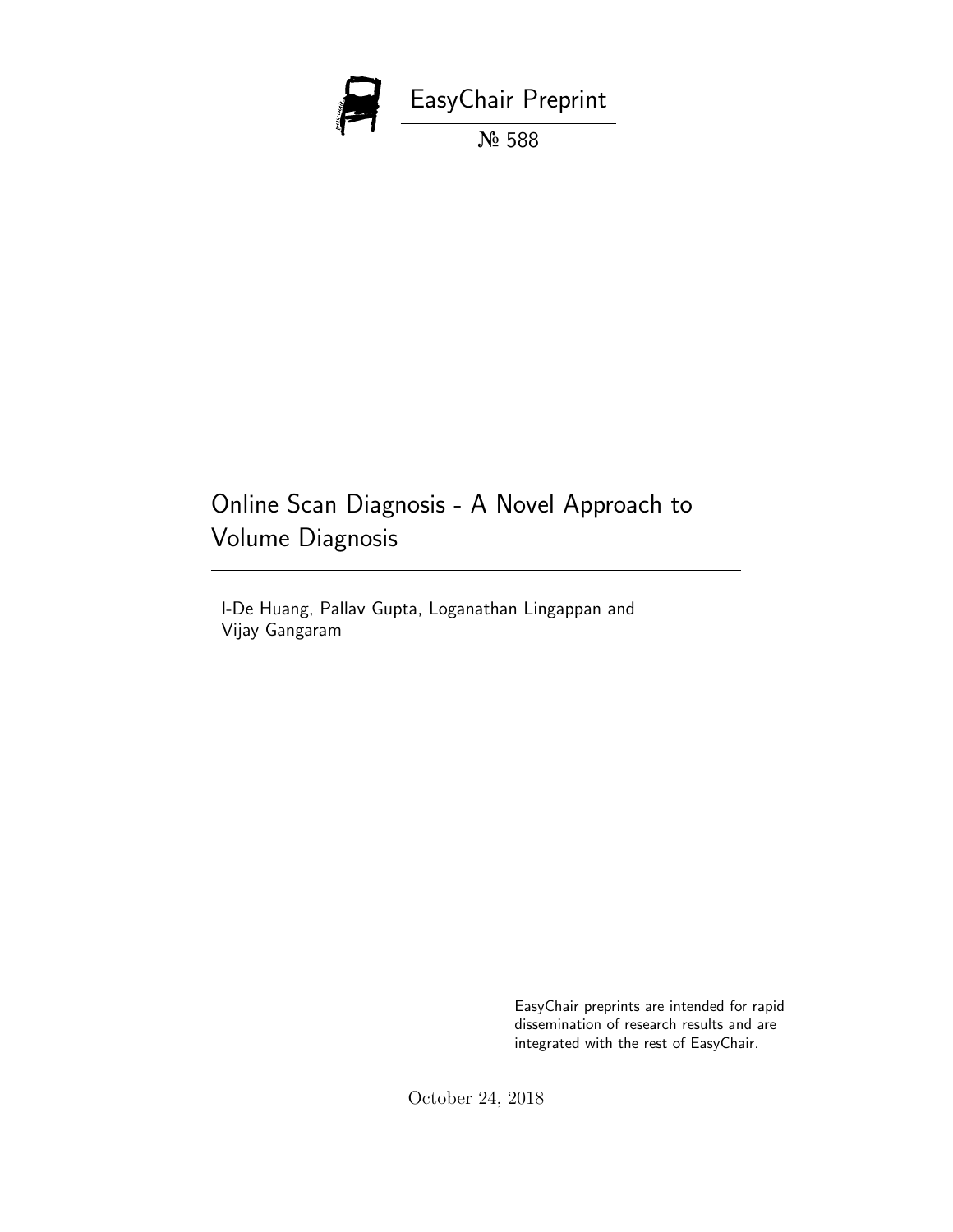EasyChair Preprint

№ 588

# Online Scan Diagnosis - A Novel Approach to Volume Diagnosis

I-De Huang, Pallav Gupta, Loganathan Lingappan and Vijay Gangaram

EasyChair preprints are intended for rapid dissemination of research results and are integrated with the rest of EasyChair.

October 24, 2018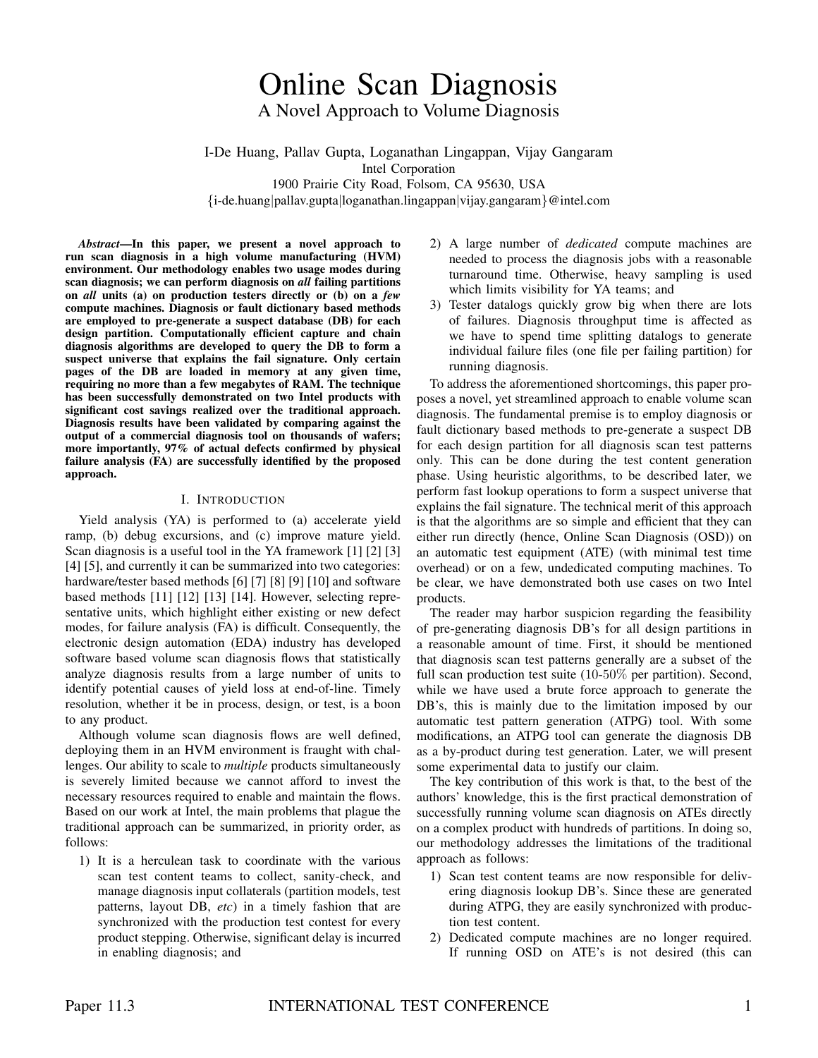# Online Scan Diagnosis

A Novel Approach to Volume Diagnosis

I-De Huang, Pallav Gupta, Loganathan Lingappan, Vijay Gangaram
Intel Corporation
1900 Prairie City Road, Folsom, CA 95630, USA
{i-de.huang|pallav.gupta|loganathan.lingappan|vijay.gangaram}@intel.com

***Abstract*—In this paper, we present a novel approach to run scan diagnosis in a high volume manufacturing (HVM) environment. Our methodology enables two usage modes during scan diagnosis; we can perform diagnosis on *all* failing partitions on *all* units (a) on production testers directly or (b) on a *few* compute machines. Diagnosis or fault dictionary based methods are employed to pre-generate a suspect database (DB) for each design partition. Computationally efficient capture and chain diagnosis algorithms are developed to query the DB to form a suspect universe that explains the fail signature. Only certain pages of the DB are loaded in memory at any given time, requiring no more than a few megabytes of RAM. The technique has been successfully demonstrated on two Intel products with significant cost savings realized over the traditional approach. Diagnosis results have been validated by comparing against the output of a commercial diagnosis tool on thousands of wafers; more importantly, 97% of actual defects confirmed by physical failure analysis (FA) are successfully identified by the proposed approach.**

## I. Introduction

Yield analysis (YA) is performed to (a) accelerate yield ramp, (b) debug excursions, and (c) improve mature yield. Scan diagnosis is a useful tool in the YA framework [1] [2] [3] [4] [5], and currently it can be summarized into two categories: hardware/tester based methods [6] [7] [8] [9] [10] and software based methods [11] [12] [13] [14]. However, selecting representative units, which highlight either existing or new defect modes, for failure analysis (FA) is difficult. Consequently, the electronic design automation (EDA) industry has developed software based volume scan diagnosis flows that statistically analyze diagnosis results from a large number of units to identify potential causes of yield loss at end-of-line. Timely resolution, whether it be in process, design, or test, is a boon to any product.

Although volume scan diagnosis flows are well defined, deploying them in an HVM environment is fraught with challenges. Our ability to scale to *multiple* products simultaneously is severely limited because we cannot afford to invest the necessary resources required to enable and maintain the flows. Based on our work at Intel, the main problems that plague the traditional approach can be summarized, in priority order, as follows:

1) It is a herculean task to coordinate with the various scan test content teams to collect, sanity-check, and manage diagnosis input collaterals (partition models, test patterns, layout DB, *etc*) in a timely fashion that are synchronized with the production test contest for every product stepping. Otherwise, significant delay is incurred in enabling diagnosis; and
2) A large number of *dedicated* compute machines are needed to process the diagnosis jobs with a reasonable turnaround time. Otherwise, heavy sampling is used which limits visibility for YA teams; and
3) Tester datalogs quickly grow big when there are lots of failures. Diagnosis throughput time is affected as we have to spend time splitting datalogs to generate individual failure files (one file per failing partition) for running diagnosis.

To address the aforementioned shortcomings, this paper proposes a novel, yet streamlined approach to enable volume scan diagnosis. The fundamental premise is to employ diagnosis or fault dictionary based methods to pre-generate a suspect DB for each design partition for all diagnosis scan test patterns only. This can be done during the test content generation phase. Using heuristic algorithms, to be described later, we perform fast lookup operations to form a suspect universe that explains the fail signature. The technical merit of this approach is that the algorithms are so simple and efficient that they can either run directly (hence, Online Scan Diagnosis (OSD)) on an automatic test equipment (ATE) (with minimal test time overhead) or on a few, undedicated computing machines. To be clear, we have demonstrated both use cases on two Intel products.

The reader may harbor suspicion regarding the feasibility of pre-generating diagnosis DB's for all design partitions in a reasonable amount of time. First, it should be mentioned that diagnosis scan test patterns generally are a subset of the full scan production test suite (10-50% per partition). Second, while we have used a brute force approach to generate the DB's, this is mainly due to the limitation imposed by our automatic test pattern generation (ATPG) tool. With some modifications, an ATPG tool can generate the diagnosis DB as a by-product during test generation. Later, we will present some experimental data to justify our claim.

The key contribution of this work is that, to the best of the authors' knowledge, this is the first practical demonstration of successfully running volume scan diagnosis on ATEs directly on a complex product with hundreds of partitions. In doing so, our methodology addresses the limitations of the traditional approach as follows:

1) Scan test content teams are now responsible for delivering diagnosis lookup DB's. Since these are generated during ATPG, they are easily synchronized with production test content.
2) Dedicated compute machines are no longer required. If running OSD on ATE's is not desired (this can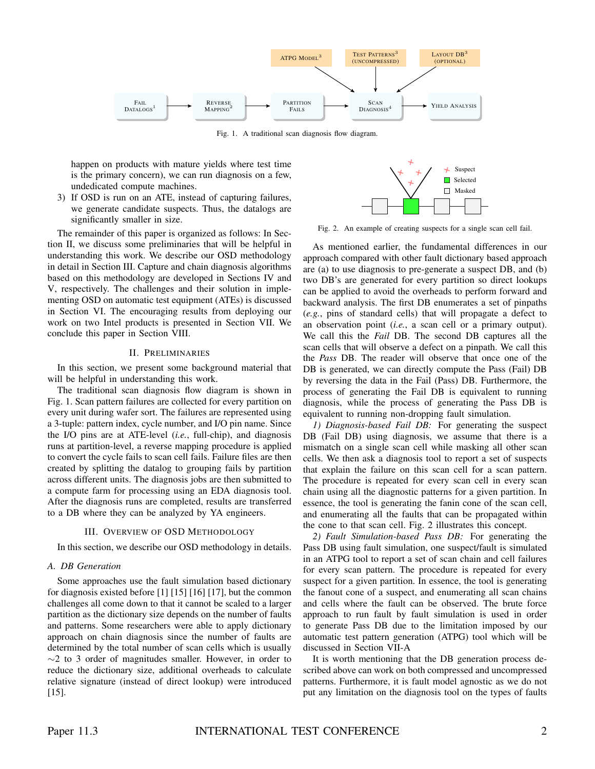Fail Datalogs[1] → Reverse Mapping[2] → Partition Fails → Scan Diagnosis[4] → Yield Analysis

ATPG Model[3]

Test Patterns[3] (uncompressed)

Layout DB[3] (optional)

Fig. 1. A traditional scan diagnosis flow diagram.

happen on products with mature yields where test time is the primary concern), we can run diagnosis on a few, undedicated compute machines.

3) If OSD is run on an ATE, instead of capturing failures, we generate candidate suspects. Thus, the datalogs are significantly smaller in size.

The remainder of this paper is organized as follows: In Section II, we discuss some preliminaries that will be helpful in understanding this work. We describe our OSD methodology in detail in Section III. Capture and chain diagnosis algorithms based on this methodology are developed in Sections IV and V, respectively. The challenges and their solution in implementing OSD on automatic test equipment (ATEs) is discussed in Section VI. The encouraging results from deploying our work on two Intel products is presented in Section VII. We conclude this paper in Section VIII.

## II. Preliminaries

In this section, we present some background material that will be helpful in understanding this work.

The traditional scan diagnosis flow diagram is shown in Fig. 1. Scan pattern failures are collected for every partition on every unit during wafer sort. The failures are represented using a 3-tuple: pattern index, cycle number, and I/O pin name. Since the I/O pins are at ATE-level (*i.e.*, full-chip), and diagnosis runs at partition-level, a reverse mapping procedure is applied to convert the cycle fails to scan cell fails. Failure files are then created by splitting the datalog to grouping fails by partition across different units. The diagnosis jobs are then submitted to a compute farm for processing using an EDA diagnosis tool. After the diagnosis runs are completed, results are transferred to a DB where they can be analyzed by YA engineers.

## III. Overview of OSD Methodology

In this section, we describe our OSD methodology in details.

### A. DB Generation

Some approaches use the fault simulation based dictionary for diagnosis existed before [1] [15] [16] [17], but the common challenges all come down to that it cannot be scaled to a larger partition as the dictionary size depends on the number of faults and patterns. Some researchers were able to apply dictionary approach on chain diagnosis since the number of faults are determined by the total number of scan cells which is usually $\sim$2 to 3 order of magnitudes smaller. However, in order to reduce the dictionary size, additional overheads to calculate relative signature (instead of direct lookup) were introduced [15].

Suspect

Selected

Masked

Fig. 2. An example of creating suspects for a single scan cell fail.

As mentioned earlier, the fundamental differences in our approach compared with other fault dictionary based approach are (a) to use diagnosis to pre-generate a suspect DB, and (b) two DB's are generated for every partition so direct lookups can be applied to avoid the overheads to perform forward and backward analysis. The first DB enumerates a set of pinpaths (*e.g.*, pins of standard cells) that will propagate a defect to an observation point (*i.e.*, a scan cell or a primary output). We call this the *Fail* DB. The second DB captures all the scan cells that will observe a defect on a pinpath. We call this the *Pass* DB. The reader will observe that once one of the DB is generated, we can directly compute the Pass (Fail) DB by reversing the data in the Fail (Pass) DB. Furthermore, the process of generating the Fail DB is equivalent to running diagnosis, while the process of generating the Pass DB is equivalent to running non-dropping fault simulation.

*1) Diagnosis-based Fail DB:* For generating the suspect DB (Fail DB) using diagnosis, we assume that there is a mismatch on a single scan cell while masking all other scan cells. We then ask a diagnosis tool to report a set of suspects that explain the failure on this scan cell for a scan pattern. The procedure is repeated for every scan cell in every scan chain using all the diagnostic patterns for a given partition. In essence, the tool is generating the fanin cone of the scan cell, and enumerating all the faults that can be propagated within the cone to that scan cell. Fig. 2 illustrates this concept.

*2) Fault Simulation-based Pass DB:* For generating the Pass DB using fault simulation, one suspect/fault is simulated in an ATPG tool to report a set of scan chain and cell failures for every scan pattern. The procedure is repeated for every suspect for a given partition. In essence, the tool is generating the fanout cone of a suspect, and enumerating all scan chains and cells where the fault can be observed. The brute force approach to run fault by fault simulation is used in order to generate Pass DB due to the limitation imposed by our automatic test pattern generation (ATPG) tool which will be discussed in Section VII-A

It is worth mentioning that the DB generation process described above can work on both compressed and uncompressed patterns. Furthermore, it is fault model agnostic as we do not put any limitation on the diagnosis tool on the types of faults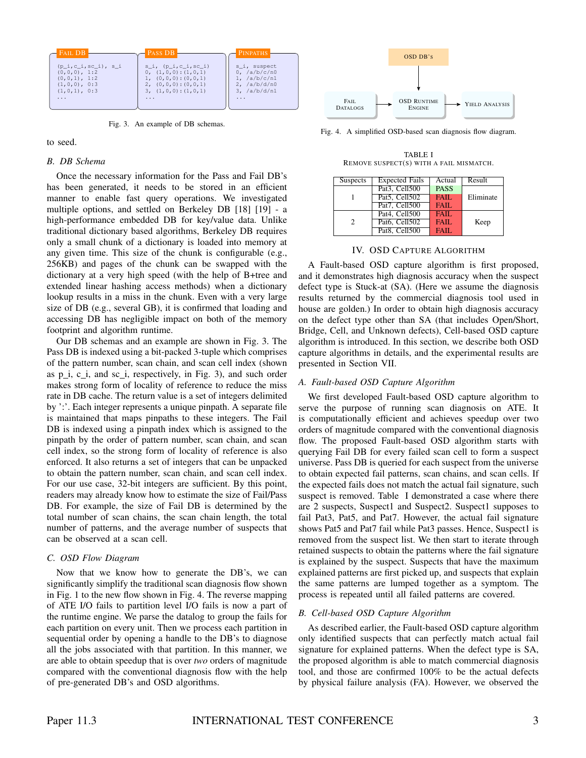FAIL DB

```
(p_i,c_i,sc_i), s_i
(0,0,0), 1:2
(0,0,1), 1:2
(1,0,0), 0:3
(1,0,1), 0:3
...
```

PASS DB

```
s_i, (p_i,c_i,sc_i)
0, (1,0,0):(1,0,1)
1, (0,0,0):(0,0,1)
2, (0,0,0):(0,0,1)
3, (1,0,0):(1,0,1)
...
```

PINPATHS

```
s_i, suspect
0, /a/b/c/n0
1, /a/b/c/n1
2, /a/b/d/n0
3, /a/b/d/n1
...
```

Fig. 3. An example of DB schemas.

to seed.

### B. DB Schema

Once the necessary information for the Pass and Fail DB's has been generated, it needs to be stored in an efficient manner to enable fast query operations. We investigated multiple options, and settled on Berkeley DB [18] [19] - a high-performance embedded DB for key/value data. Unlike traditional dictionary based algorithms, Berkeley DB requires only a small chunk of a dictionary is loaded into memory at any given time. This size of the chunk is configurable (e.g., 256KB) and pages of the chunk can be swapped with the dictionary at a very high speed (with the help of B+tree and extended linear hashing access methods) when a dictionary lookup results in a miss in the chunk. Even with a very large size of DB (e.g., several GB), it is confirmed that loading and accessing DB has negligible impact on both of the memory footprint and algorithm runtime.

Our DB schemas and an example are shown in Fig. 3. The Pass DB is indexed using a bit-packed 3-tuple which comprises of the pattern number, scan chain, and scan cell index (shown as p_i, c_i, and sc_i, respectively, in Fig. 3), and such order makes strong form of locality of reference to reduce the miss rate in DB cache. The return value is a set of integers delimited by ':'. Each integer represents a unique pinpath. A separate file is maintained that maps pinpaths to these integers. The Fail DB is indexed using a pinpath index which is assigned to the pinpath by the order of pattern number, scan chain, and scan cell index, so the strong form of locality of reference is also enforced. It also returns a set of integers that can be unpacked to obtain the pattern number, scan chain, and scan cell index. For our use case, 32-bit integers are sufficient. By this point, readers may already know how to estimate the size of Fail/Pass DB. For example, the size of Fail DB is determined by the total number of scan chains, the scan chain length, the total number of patterns, and the average number of suspects that can be observed at a scan cell.

### C. OSD Flow Diagram

Now that we know how to generate the DB's, we can significantly simplify the traditional scan diagnosis flow shown in Fig. 1 to the new flow shown in Fig. 4. The reverse mapping of ATE I/O fails to partition level I/O fails is now a part of the runtime engine. We parse the datalog to group the fails for each partition on every unit. Then we process each partition in sequential order by opening a handle to the DB's to diagnose all the jobs associated with that partition. In this manner, we are able to obtain speedup that is over *two* orders of magnitude compared with the conventional diagnosis flow with the help of pre-generated DB's and OSD algorithms.

OSD DB's

FAIL DATALOGS

OSD RUNTIME ENGINE

YIELD ANALYSIS

Fig. 4. A simplified OSD-based scan diagnosis flow diagram.

TABLE I
REMOVE SUSPECT(S) WITH A FAIL MISMATCH.

| Suspects | Expected Fails | Actual | Result |
|---|---|---|---|
| 1 | Pat3, Cell500 | PASS | Eliminate |
| | Pat5, Cell502 | FAIL | |
| | Pat7, Cell500 | FAIL | |
| 2 | Pat4, Cell500 | FAIL | Keep |
| | Pat6, Cell502 | FAIL | |
| | Pat8, Cell500 | FAIL | |

## IV. OSD CAPTURE ALGORITHM

A Fault-based OSD capture algorithm is first proposed, and it demonstrates high diagnosis accuracy when the suspect defect type is Stuck-at (SA). (Here we assume the diagnosis results returned by the commercial diagnosis tool used in house are golden.) In order to obtain high diagnosis accuracy on the defect type other than SA (that includes Open/Short, Bridge, Cell, and Unknown defects), Cell-based OSD capture algorithm is introduced. In this section, we describe both OSD capture algorithms in details, and the experimental results are presented in Section VII.

### A. Fault-based OSD Capture Algorithm

We first developed Fault-based OSD capture algorithm to serve the purpose of running scan diagnosis on ATE. It is computationally efficient and achieves speedup over two orders of magnitude compared with the conventional diagnosis flow. The proposed Fault-based OSD algorithm starts with querying Fail DB for every failed scan cell to form a suspect universe. Pass DB is queried for each suspect from the universe to obtain expected fail patterns, scan chains, and scan cells. If the expected fails does not match the actual fail signature, such suspect is removed. Table I demonstrated a case where there are 2 suspects, Suspect1 and Suspect2. Suspect1 supposes to fail Pat3, Pat5, and Pat7. However, the actual fail signature shows Pat5 and Pat7 fail while Pat3 passes. Hence, Suspect1 is removed from the suspect list. We then start to iterate through retained suspects to obtain the patterns where the fail signature is explained by the suspect. Suspects that have the maximum explained patterns are first picked up, and suspects that explain the same patterns are lumped together as a symptom. The process is repeated until all failed patterns are covered.

### B. Cell-based OSD Capture Algorithm

As described earlier, the Fault-based OSD capture algorithm only identified suspects that can perfectly match actual fail signature for explained patterns. When the defect type is SA, the proposed algorithm is able to match commercial diagnosis tool, and those are confirmed 100% to be the actual defects by physical failure analysis (FA). However, we observed the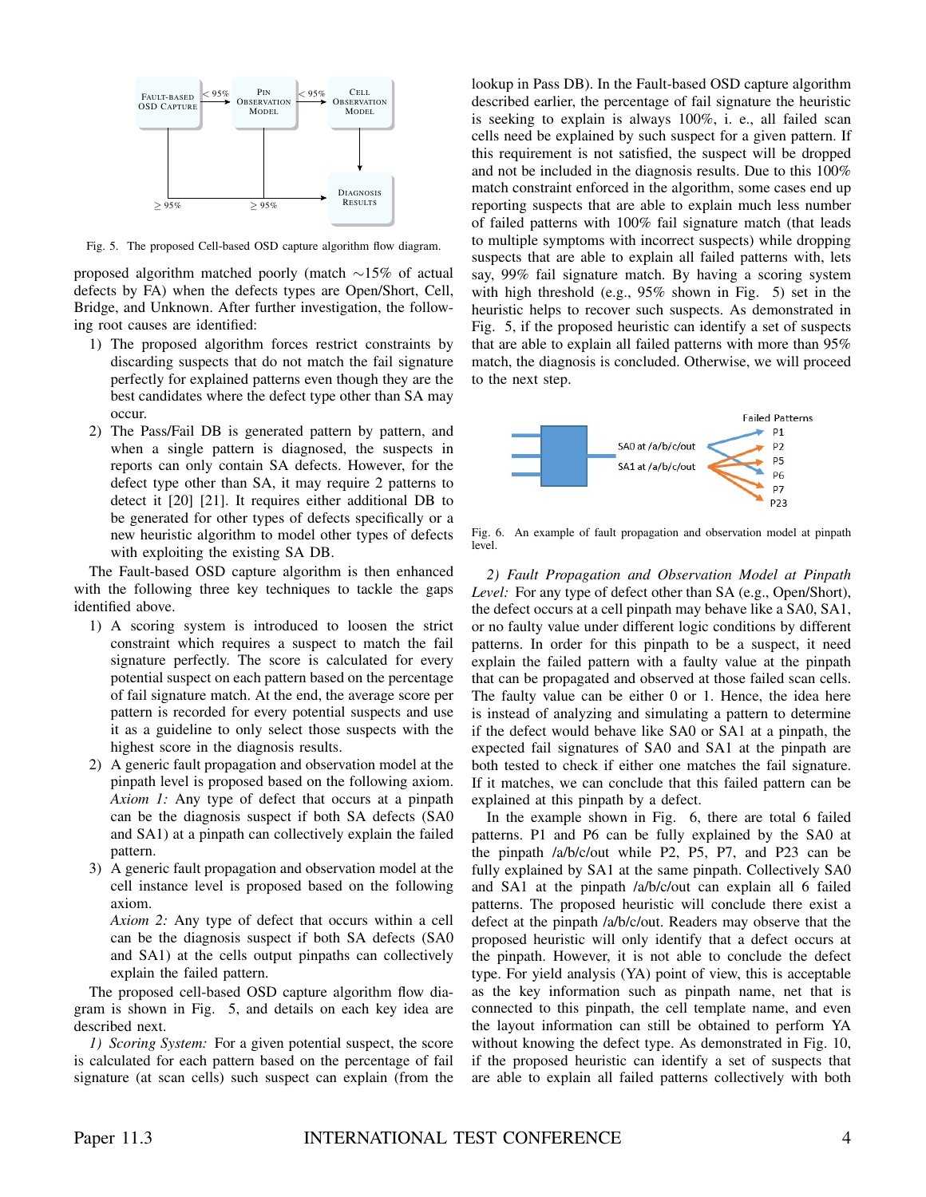Fig. 5. The proposed Cell-based OSD capture algorithm flow diagram.

proposed algorithm matched poorly (match ∼15% of actual defects by FA) when the defects types are Open/Short, Cell, Bridge, and Unknown. After further investigation, the following root causes are identified:

1) The proposed algorithm forces restrict constraints by discarding suspects that do not match the fail signature perfectly for explained patterns even though they are the best candidates where the defect type other than SA may occur.
2) The Pass/Fail DB is generated pattern by pattern, and when a single pattern is diagnosed, the suspects in reports can only contain SA defects. However, for the defect type other than SA, it may require 2 patterns to detect it [20] [21]. It requires either additional DB to be generated for other types of defects specifically or a new heuristic algorithm to model other types of defects with exploiting the existing SA DB.

The Fault-based OSD capture algorithm is then enhanced with the following three key techniques to tackle the gaps identified above.

1) A scoring system is introduced to loosen the strict constraint which requires a suspect to match the fail signature perfectly. The score is calculated for every potential suspect on each pattern based on the percentage of fail signature match. At the end, the average score per pattern is recorded for every potential suspects and use it as a guideline to only select those suspects with the highest score in the diagnosis results.
2) A generic fault propagation and observation model at the pinpath level is proposed based on the following axiom.
   *Axiom 1:* Any type of defect that occurs at a pinpath can be the diagnosis suspect if both SA defects (SA0 and SA1) at a pinpath can collectively explain the failed pattern.
3) A generic fault propagation and observation model at the cell instance level is proposed based on the following axiom.
   *Axiom 2:* Any type of defect that occurs within a cell can be the diagnosis suspect if both SA defects (SA0 and SA1) at the cells output pinpaths can collectively explain the failed pattern.

The proposed cell-based OSD capture algorithm flow diagram is shown in Fig. 5, and details on each key idea are described next.

*1) Scoring System:* For a given potential suspect, the score is calculated for each pattern based on the percentage of fail signature (at scan cells) such suspect can explain (from the lookup in Pass DB). In the Fault-based OSD capture algorithm described earlier, the percentage of fail signature the heuristic is seeking to explain is always 100%, i. e., all failed scan cells need be explained by such suspect for a given pattern. If this requirement is not satisfied, the suspect will be dropped and not be included in the diagnosis results. Due to this 100% match constraint enforced in the algorithm, some cases end up reporting suspects that are able to explain much less number of failed patterns with 100% fail signature match (that leads to multiple symptoms with incorrect suspects) while dropping suspects that are able to explain all failed patterns with, lets say, 99% fail signature match. By having a scoring system with high threshold (e.g., 95% shown in Fig. 5) set in the heuristic helps to recover such suspects. As demonstrated in Fig. 5, if the proposed heuristic can identify a set of suspects that are able to explain all failed patterns with more than 95% match, the diagnosis is concluded. Otherwise, we will proceed to the next step.

Fig. 6. An example of fault propagation and observation model at pinpath level.

*2) Fault Propagation and Observation Model at Pinpath Level:* For any type of defect other than SA (e.g., Open/Short), the defect occurs at a cell pinpath may behave like a SA0, SA1, or no faulty value under different logic conditions by different patterns. In order for this pinpath to be a suspect, it need explain the failed pattern with a faulty value at the pinpath that can be propagated and observed at those failed scan cells. The faulty value can be either 0 or 1. Hence, the idea here is instead of analyzing and simulating a pattern to determine if the defect would behave like SA0 or SA1 at a pinpath, the expected fail signatures of SA0 and SA1 at the pinpath are both tested to check if either one matches the fail signature. If it matches, we can conclude that this failed pattern can be explained at this pinpath by a defect.

In the example shown in Fig. 6, there are total 6 failed patterns. P1 and P6 can be fully explained by the SA0 at the pinpath /a/b/c/out while P2, P5, P7, and P23 can be fully explained by SA1 at the same pinpath. Collectively SA0 and SA1 at the pinpath /a/b/c/out can explain all 6 failed patterns. The proposed heuristic will conclude there exist a defect at the pinpath /a/b/c/out. Readers may observe that the proposed heuristic will only identify that a defect occurs at the pinpath. However, it is not able to conclude the defect type. For yield analysis (YA) point of view, this is acceptable as the key information such as pinpath name, net that is connected to this pinpath, the cell template name, and even the layout information can still be obtained to perform YA without knowing the defect type. As demonstrated in Fig. 10, if the proposed heuristic can identify a set of suspects that are able to explain all failed patterns collectively with both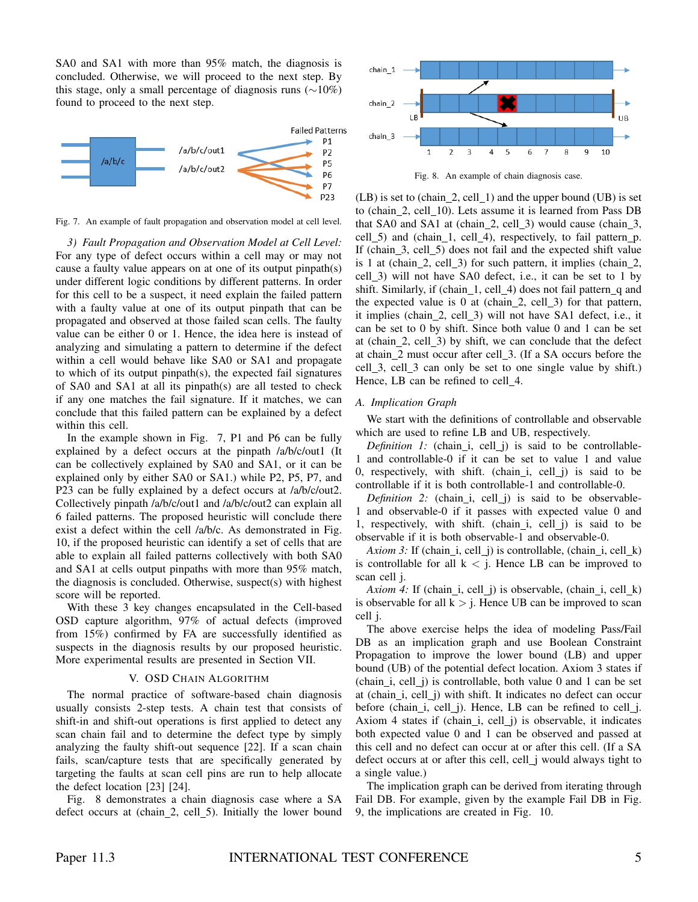SA0 and SA1 with more than 95% match, the diagnosis is concluded. Otherwise, we will proceed to the next step. By this stage, only a small percentage of diagnosis runs (∼10%) found to proceed to the next step.

Fig. 7. An example of fault propagation and observation model at cell level.

*3) Fault Propagation and Observation Model at Cell Level:* For any type of defect occurs within a cell may or may not cause a faulty value appears on at one of its output pinpath(s) under different logic conditions by different patterns. In order for this cell to be a suspect, it need explain the failed pattern with a faulty value at one of its output pinpath that can be propagated and observed at those failed scan cells. The faulty value can be either 0 or 1. Hence, the idea here is instead of analyzing and simulating a pattern to determine if the defect within a cell would behave like SA0 or SA1 and propagate to which of its output pinpath(s), the expected fail signatures of SA0 and SA1 at all its pinpath(s) are all tested to check if any one matches the fail signature. If it matches, we can conclude that this failed pattern can be explained by a defect within this cell.

In the example shown in Fig. 7, P1 and P6 can be fully explained by a defect occurs at the pinpath /a/b/c/out1 (It can be collectively explained by SA0 and SA1, or it can be explained only by either SA0 or SA1.) while P2, P5, P7, and P23 can be fully explained by a defect occurs at /a/b/c/out2. Collectively pinpath /a/b/c/out1 and /a/b/c/out2 can explain all 6 failed patterns. The proposed heuristic will conclude there exist a defect within the cell /a/b/c. As demonstrated in Fig. 10, if the proposed heuristic can identify a set of cells that are able to explain all failed patterns collectively with both SA0 and SA1 at cells output pinpaths with more than 95% match, the diagnosis is concluded. Otherwise, suspect(s) with highest score will be reported.

With these 3 key changes encapsulated in the Cell-based OSD capture algorithm, 97% of actual defects (improved from 15%) confirmed by FA are successfully identified as suspects in the diagnosis results by our proposed heuristic. More experimental results are presented in Section VII.

## V. OSD Chain Algorithm

The normal practice of software-based chain diagnosis usually consists 2-step tests. A chain test that consists of shift-in and shift-out operations is first applied to detect any scan chain fail and to determine the defect type by simply analyzing the faulty shift-out sequence [22]. If a scan chain fails, scan/capture tests that are specifically generated by targeting the faults at scan cell pins are run to help allocate the defect location [23] [24].

Fig. 8 demonstrates a chain diagnosis case where a SA defect occurs at (chain_2, cell_5). Initially the lower bound (LB) is set to (chain_2, cell_1) and the upper bound (UB) is set to (chain_2, cell_10). Lets assume it is learned from Pass DB that SA0 and SA1 at (chain_2, cell_3) would cause (chain_3, cell_5) and (chain_1, cell_4), respectively, to fail pattern_p. If (chain_3, cell_5) does not fail and the expected shift value is 1 at (chain_2, cell_3) for such pattern, it implies (chain_2, cell_3) will not have SA0 defect, i.e., it can be set to 1 by shift. Similarly, if (chain_1, cell_4) does not fail pattern_q and the expected value is 0 at (chain_2, cell_3) for that pattern, it implies (chain_2, cell_3) will not have SA1 defect, i.e., it can be set to 0 by shift. Since both value 0 and 1 can be set at (chain_2, cell_3) by shift, we can conclude that the defect at chain_2 must occur after cell_3. (If a SA occurs before the cell_3, cell_3 can only be set to one single value by shift.) Hence, LB can be refined to cell_4.

Fig. 8. An example of chain diagnosis case.

### A. Implication Graph

We start with the definitions of controllable and observable which are used to refine LB and UB, respectively.

*Definition 1:* (chain_i, cell_j) is said to be controllable-1 and controllable-0 if it can be set to value 1 and value 0, respectively, with shift. (chain_i, cell_j) is said to be controllable if it is both controllable-1 and controllable-0.

*Definition 2:* (chain_i, cell_j) is said to be observable-1 and observable-0 if it passes with expected value 0 and 1, respectively, with shift. (chain_i, cell_j) is said to be observable if it is both observable-1 and observable-0.

*Axiom 3:* If (chain_i, cell_j) is controllable, (chain_i, cell_k) is controllable for all $k < j$. Hence LB can be improved to scan cell j.

*Axiom 4:* If (chain_i, cell_j) is observable, (chain_i, cell_k) is observable for all $k > j$. Hence UB can be improved to scan cell j.

The above exercise helps the idea of modeling Pass/Fail DB as an implication graph and use Boolean Constraint Propagation to improve the lower bound (LB) and upper bound (UB) of the potential defect location. Axiom 3 states if (chain_i, cell_j) is controllable, both value 0 and 1 can be set at (chain_i, cell_j) with shift. It indicates no defect can occur before (chain_i, cell_j). Hence, LB can be refined to cell_j. Axiom 4 states if (chain_i, cell_j) is observable, it indicates both expected value 0 and 1 can be observed and passed at this cell and no defect can occur at or after this cell. (If a SA defect occurs at or after this cell, cell_j would always tight to a single value.)

The implication graph can be derived from iterating through Fail DB. For example, given by the example Fail DB in Fig. 9, the implications are created in Fig. 10.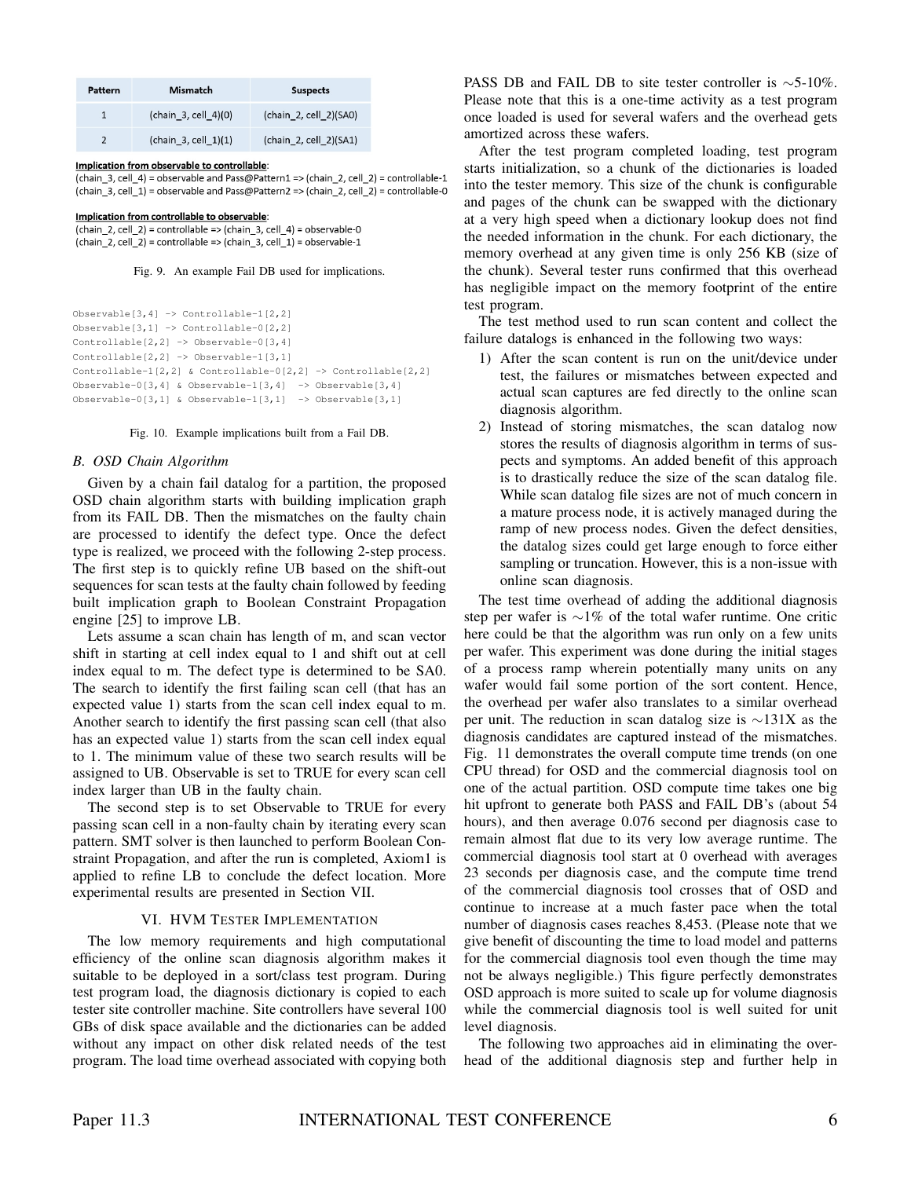| Pattern | Mismatch | Suspects |
| --- | --- | --- |
| 1 | (chain_3, cell_4)(0) | (chain_2, cell_2)(SA0) |
| 2 | (chain_3, cell_1)(1) | (chain_2, cell_2)(SA1) |

**Implication from observable to controllable**:
(chain_3, cell_4) = observable and Pass@Pattern1 => (chain_2, cell_2) = controllable-1
(chain_3, cell_1) = observable and Pass@Pattern2 => (chain_2, cell_2) = controllable-0

**Implication from controllable to observable**:
(chain_2, cell_2) = controllable => (chain_3, cell_4) = observable-0
(chain_2, cell_2) = controllable => (chain_3, cell_1) = observable-1

Fig. 9. An example Fail DB used for implications.

```
Observable[3,4] -> Controllable-1[2,2]
Observable[3,1] -> Controllable-0[2,2]
Controllable[2,2] -> Observable-0[3,4]
Controllable[2,2] -> Observable-1[3,1]
Controllable-1[2,2] & Controllable-0[2,2] -> Controllable[2,2]
Observable-0[3,4] & Observable-1[3,4]  -> Observable[3,4]
Observable-0[3,1] & Observable-1[3,1]  -> Observable[3,1]
```

Fig. 10. Example implications built from a Fail DB.

### B. OSD Chain Algorithm

Given by a chain fail datalog for a partition, the proposed OSD chain algorithm starts with building implication graph from its FAIL DB. Then the mismatches on the faulty chain are processed to identify the defect type. Once the defect type is realized, we proceed with the following 2-step process. The first step is to quickly refine UB based on the shift-out sequences for scan tests at the faulty chain followed by feeding built implication graph to Boolean Constraint Propagation engine [25] to improve LB.

Lets assume a scan chain has length of m, and scan vector shift in starting at cell index equal to 1 and shift out at cell index equal to m. The defect type is determined to be SA0. The search to identify the first failing scan cell (that has an expected value 1) starts from the scan cell index equal to m. Another search to identify the first passing scan cell (that also has an expected value 1) starts from the scan cell index equal to 1. The minimum value of these two search results will be assigned to UB. Observable is set to TRUE for every scan cell index larger than UB in the faulty chain.

The second step is to set Observable to TRUE for every passing scan cell in a non-faulty chain by iterating every scan pattern. SMT solver is then launched to perform Boolean Constraint Propagation, and after the run is completed, Axiom1 is applied to refine LB to conclude the defect location. More experimental results are presented in Section VII.

## VI. HVM Tester Implementation

The low memory requirements and high computational efficiency of the online scan diagnosis algorithm makes it suitable to be deployed in a sort/class test program. During test program load, the diagnosis dictionary is copied to each tester site controller machine. Site controllers have several 100 GBs of disk space available and the dictionaries can be added without any impact on other disk related needs of the test program. The load time overhead associated with copying both PASS DB and FAIL DB to site tester controller is ∼5-10%. Please note that this is a one-time activity as a test program once loaded is used for several wafers and the overhead gets amortized across these wafers.

After the test program completed loading, test program starts initialization, so a chunk of the dictionaries is loaded into the tester memory. This size of the chunk is configurable and pages of the chunk can be swapped with the dictionary at a very high speed when a dictionary lookup does not find the needed information in the chunk. For each dictionary, the memory overhead at any given time is only 256 KB (size of the chunk). Several tester runs confirmed that this overhead has negligible impact on the memory footprint of the entire test program.

The test method used to run scan content and collect the failure datalogs is enhanced in the following two ways:

1) After the scan content is run on the unit/device under test, the failures or mismatches between expected and actual scan captures are fed directly to the online scan diagnosis algorithm.
2) Instead of storing mismatches, the scan datalog now stores the results of diagnosis algorithm in terms of suspects and symptoms. An added benefit of this approach is to drastically reduce the size of the scan datalog file. While scan datalog file sizes are not of much concern in a mature process node, it is actively managed during the ramp of new process nodes. Given the defect densities, the datalog sizes could get large enough to force either sampling or truncation. However, this is a non-issue with online scan diagnosis.

The test time overhead of adding the additional diagnosis step per wafer is ∼1% of the total wafer runtime. One critic here could be that the algorithm was run only on a few units per wafer. This experiment was done during the initial stages of a process ramp wherein potentially many units on any wafer would fail some portion of the sort content. Hence, the overhead per wafer also translates to a similar overhead per unit. The reduction in scan datalog size is ∼131X as the diagnosis candidates are captured instead of the mismatches. Fig. 11 demonstrates the overall compute time trends (on one CPU thread) for OSD and the commercial diagnosis tool on one of the actual partition. OSD compute time takes one big hit upfront to generate both PASS and FAIL DB's (about 54 hours), and then average 0.076 second per diagnosis case to remain almost flat due to its very low average runtime. The commercial diagnosis tool start at 0 overhead with averages 23 seconds per diagnosis case, and the compute time trend of the commercial diagnosis tool crosses that of OSD and continue to increase at a much faster pace when the total number of diagnosis cases reaches 8,453. (Please note that we give benefit of discounting the time to load model and patterns for the commercial diagnosis tool even though the time may not be always negligible.) This figure perfectly demonstrates OSD approach is more suited to scale up for volume diagnosis while the commercial diagnosis tool is well suited for unit level diagnosis.

The following two approaches aid in eliminating the overhead of the additional diagnosis step and further help in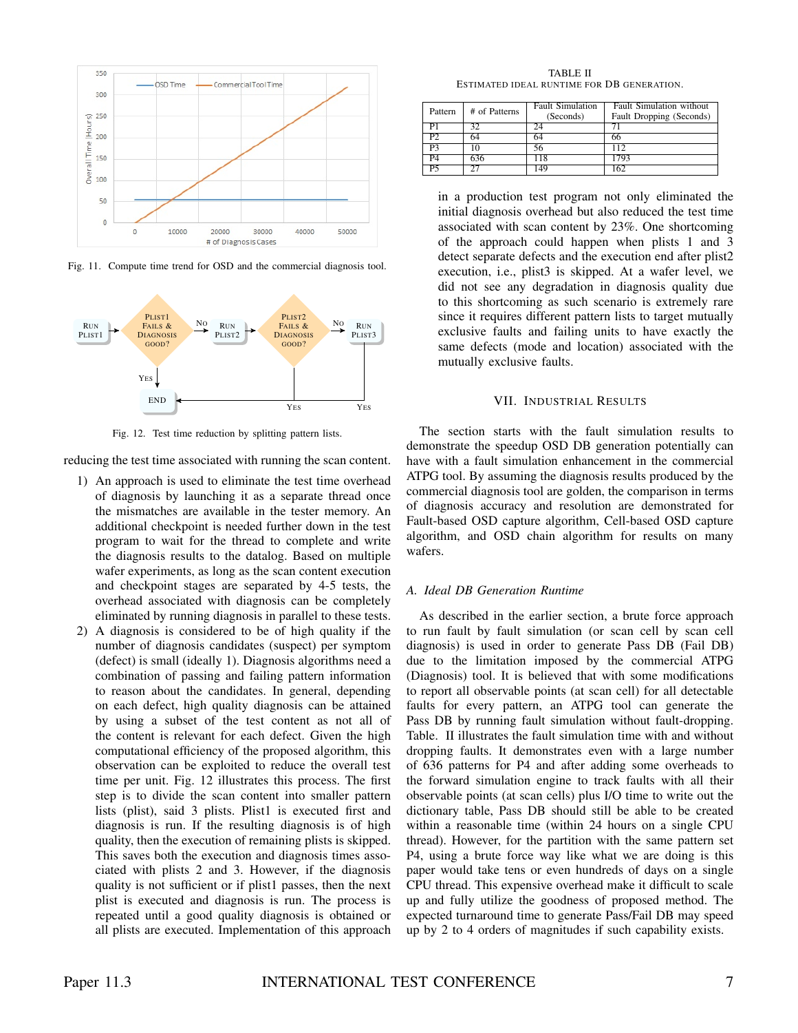Fig. 11. Compute time trend for OSD and the commercial diagnosis tool.

Fig. 12. Test time reduction by splitting pattern lists.

reducing the test time associated with running the scan content.

1) An approach is used to eliminate the test time overhead of diagnosis by launching it as a separate thread once the mismatches are available in the tester memory. An additional checkpoint is needed further down in the test program to wait for the thread to complete and write the diagnosis results to the datalog. Based on multiple wafer experiments, as long as the scan content execution and checkpoint stages are separated by 4-5 tests, the overhead associated with diagnosis can be completely eliminated by running diagnosis in parallel to these tests.
2) A diagnosis is considered to be of high quality if the number of diagnosis candidates (suspect) per symptom (defect) is small (ideally 1). Diagnosis algorithms need a combination of passing and failing pattern information to reason about the candidates. In general, depending on each defect, high quality diagnosis can be attained by using a subset of the test content as not all of the content is relevant for each defect. Given the high computational efficiency of the proposed algorithm, this observation can be exploited to reduce the overall test time per unit. Fig. 12 illustrates this process. The first step is to divide the scan content into smaller pattern lists (plist), said 3 plists. Plist1 is executed first and diagnosis is run. If the resulting diagnosis is of high quality, then the execution of remaining plists is skipped. This saves both the execution and diagnosis times associated with plists 2 and 3. However, if the diagnosis quality is not sufficient or if plist1 passes, then the next plist is executed and diagnosis is run. The process is repeated until a good quality diagnosis is obtained or all plists are executed. Implementation of this approach in a production test program not only eliminated the initial diagnosis overhead but also reduced the test time associated with scan content by 23%. One shortcoming of the approach could happen when plists 1 and 3 detect separate defects and the execution end after plist2 execution, i.e., plist3 is skipped. At a wafer level, we did not see any degradation in diagnosis quality due to this shortcoming as such scenario is extremely rare since it requires different pattern lists to target mutually exclusive faults and failing units to have exactly the same defects (mode and location) associated with the mutually exclusive faults.

TABLE II
ESTIMATED IDEAL RUNTIME FOR DB GENERATION.

| Pattern | # of Patterns | Fault Simulation (Seconds) | Fault Simulation without Fault Dropping (Seconds) |
|---|---|---|---|
| P1 | 32 | 24 | 71 |
| P2 | 64 | 64 | 66 |
| P3 | 10 | 56 | 112 |
| P4 | 636 | 118 | 1793 |
| P5 | 27 | 149 | 162 |

## VII. Industrial Results

The section starts with the fault simulation results to demonstrate the speedup OSD DB generation potentially can have with a fault simulation enhancement in the commercial ATPG tool. By assuming the diagnosis results produced by the commercial diagnosis tool are golden, the comparison in terms of diagnosis accuracy and resolution are demonstrated for Fault-based OSD capture algorithm, Cell-based OSD capture algorithm, and OSD chain algorithm for results on many wafers.

### *A. Ideal DB Generation Runtime*

As described in the earlier section, a brute force approach to run fault by fault simulation (or scan cell by scan cell diagnosis) is used in order to generate Pass DB (Fail DB) due to the limitation imposed by the commercial ATPG (Diagnosis) tool. It is believed that with some modifications to report all observable points (at scan cell) for all detectable faults for every pattern, an ATPG tool can generate the Pass DB by running fault simulation without fault-dropping. Table. II illustrates the fault simulation time with and without dropping faults. It demonstrates even with a large number of 636 patterns for P4 and after adding some overheads to the forward simulation engine to track faults with all their observable points (at scan cells) plus I/O time to write out the dictionary table, Pass DB should still be able to be created within a reasonable time (within 24 hours on a single CPU thread). However, for the partition with the same pattern set P4, using a brute force way like what we are doing is this paper would take tens or even hundreds of days on a single CPU thread. This expensive overhead make it difficult to scale up and fully utilize the goodness of proposed method. The expected turnaround time to generate Pass/Fail DB may speed up by 2 to 4 orders of magnitudes if such capability exists.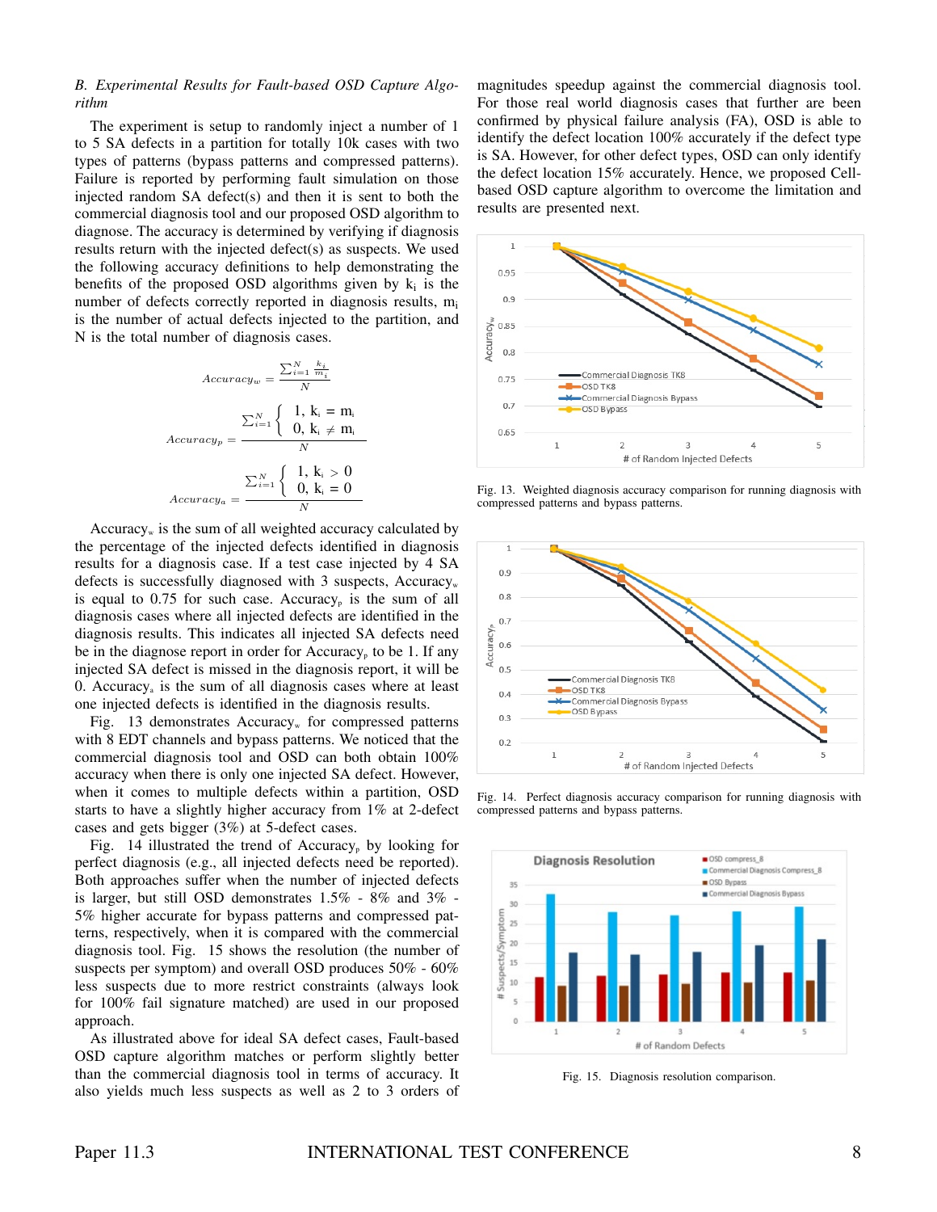### B. Experimental Results for Fault-based OSD Capture Algorithm

The experiment is setup to randomly inject a number of 1 to 5 SA defects in a partition for totally 10k cases with two types of patterns (bypass patterns and compressed patterns). Failure is reported by performing fault simulation on those injected random SA defect(s) and then it is sent to both the commercial diagnosis tool and our proposed OSD algorithm to diagnose. The accuracy is determined by verifying if diagnosis results return with the injected defect(s) as suspects. We used the following accuracy definitions to help demonstrating the benefits of the proposed OSD algorithms given by $k_i$ is the number of defects correctly reported in diagnosis results, $m_i$ is the number of actual defects injected to the partition, and N is the total number of diagnosis cases.

$$Accuracy_w = \frac{\sum_{i=1}^{N} \frac{k_i}{m_i}}{N}$$

$$Accuracy_p = \frac{\sum_{i=1}^{N} \begin{cases} 1, & k_i = m_i \\ 0, & k_i \neq m_i \end{cases}}{N}$$

$$Accuracy_a = \frac{\sum_{i=1}^{N} \begin{cases} 1, & k_i > 0 \\ 0, & k_i = 0 \end{cases}}{N}$$

$Accuracy_w$ is the sum of all weighted accuracy calculated by the percentage of the injected defects identified in diagnosis results for a diagnosis case. If a test case injected by 4 SA defects is successfully diagnosed with 3 suspects, $Accuracy_w$ is equal to 0.75 for such case. $Accuracy_p$ is the sum of all diagnosis cases where all injected defects are identified in the diagnosis results. This indicates all injected SA defects need be in the diagnose report in order for $Accuracy_p$ to be 1. If any injected SA defect is missed in the diagnosis report, it will be 0. $Accuracy_a$ is the sum of all diagnosis cases where at least one injected defects is identified in the diagnosis results.

Fig. 13 demonstrates $Accuracy_w$ for compressed patterns with 8 EDT channels and bypass patterns. We noticed that the commercial diagnosis tool and OSD can both obtain 100% accuracy when there is only one injected SA defect. However, when it comes to multiple defects within a partition, OSD starts to have a slightly higher accuracy from 1% at 2-defect cases and gets bigger (3%) at 5-defect cases.

Fig. 14 illustrated the trend of $Accuracy_p$ by looking for perfect diagnosis (e.g., all injected defects need be reported). Both approaches suffer when the number of injected defects is larger, but still OSD demonstrates 1.5% - 8% and 3% - 5% higher accurate for bypass patterns and compressed patterns, respectively, when it is compared with the commercial diagnosis tool. Fig. 15 shows the resolution (the number of suspects per symptom) and overall OSD produces 50% - 60% less suspects due to more restrict constraints (always look for 100% fail signature matched) are used in our proposed approach.

As illustrated above for ideal SA defect cases, Fault-based OSD capture algorithm matches or perform slightly better than the commercial diagnosis tool in terms of accuracy. It also yields much less suspects as well as 2 to 3 orders of magnitudes speedup against the commercial diagnosis tool. For those real world diagnosis cases that further are been confirmed by physical failure analysis (FA), OSD is able to identify the defect location 100% accurately if the defect type is SA. However, for other defect types, OSD can only identify the defect location 15% accurately. Hence, we proposed Cell-based OSD capture algorithm to overcome the limitation and results are presented next.

Fig. 13. Weighted diagnosis accuracy comparison for running diagnosis with compressed patterns and bypass patterns.

Fig. 14. Perfect diagnosis accuracy comparison for running diagnosis with compressed patterns and bypass patterns.

Fig. 15. Diagnosis resolution comparison.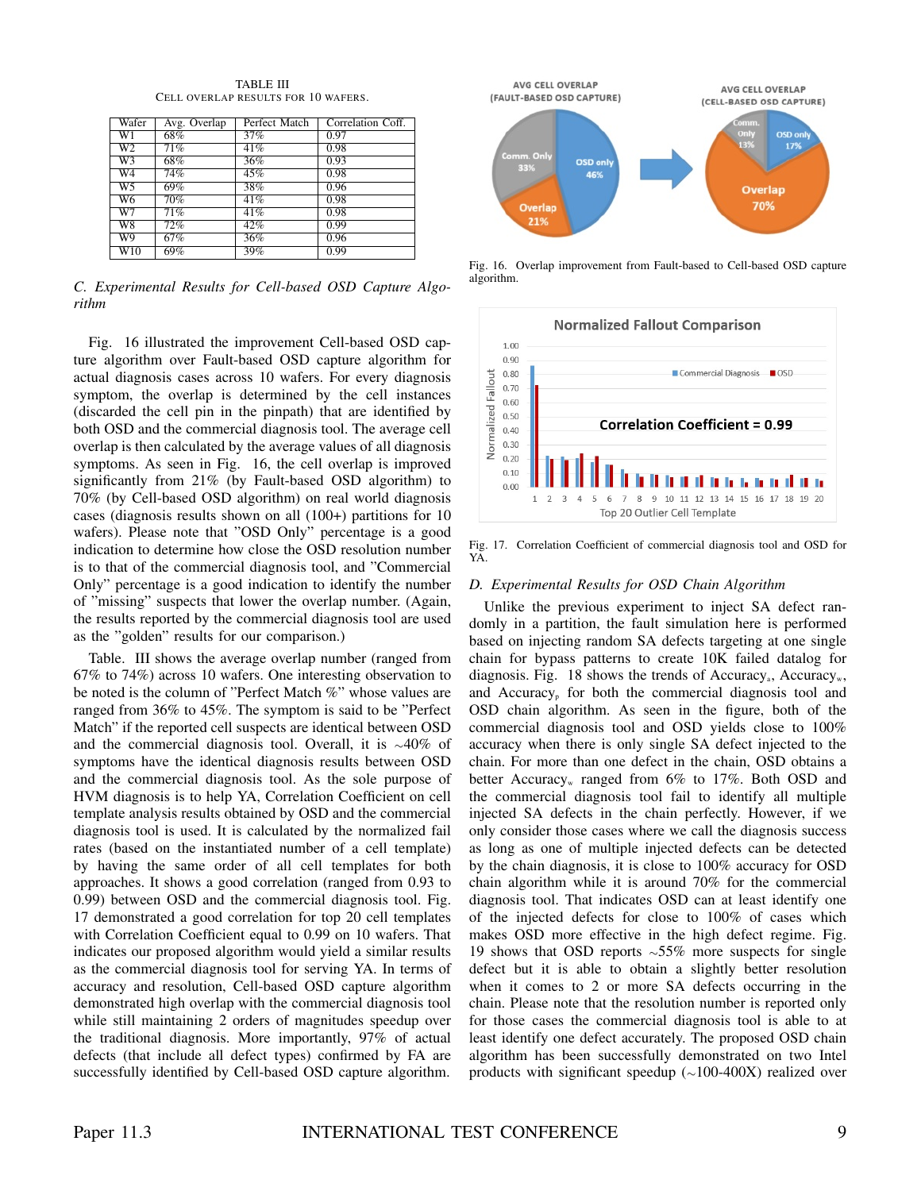TABLE III
CELL OVERLAP RESULTS FOR 10 WAFERS.

| Wafer | Avg. Overlap | Perfect Match | Correlation Coff. |
|---|---|---|---|
| W1 | 68% | 37% | 0.97 |
| W2 | 71% | 41% | 0.98 |
| W3 | 68% | 36% | 0.93 |
| W4 | 74% | 45% | 0.98 |
| W5 | 69% | 38% | 0.96 |
| W6 | 70% | 41% | 0.98 |
| W7 | 71% | 41% | 0.98 |
| W8 | 72% | 42% | 0.99 |
| W9 | 67% | 36% | 0.96 |
| W10 | 69% | 39% | 0.99 |

### *C. Experimental Results for Cell-based OSD Capture Algorithm*

Fig. 16 illustrated the improvement Cell-based OSD capture algorithm over Fault-based OSD capture algorithm for actual diagnosis cases across 10 wafers. For every diagnosis symptom, the overlap is determined by the cell instances (discarded the cell pin in the pinpath) that are identified by both OSD and the commercial diagnosis tool. The average cell overlap is then calculated by the average values of all diagnosis symptoms. As seen in Fig. 16, the cell overlap is improved significantly from 21% (by Fault-based OSD algorithm) to 70% (by Cell-based OSD algorithm) on real world diagnosis cases (diagnosis results shown on all (100+) partitions for 10 wafers). Please note that "OSD Only" percentage is a good indication to determine how close the OSD resolution number is to that of the commercial diagnosis tool, and "Commercial Only" percentage is a good indication to identify the number of "missing" suspects that lower the overlap number. (Again, the results reported by the commercial diagnosis tool are used as the "golden" results for our comparison.)

Table. III shows the average overlap number (ranged from 67% to 74%) across 10 wafers. One interesting observation to be noted is the column of "Perfect Match %" whose values are ranged from 36% to 45%. The symptom is said to be "Perfect Match" if the reported cell suspects are identical between OSD and the commercial diagnosis tool. Overall, it is ~40% of symptoms have the identical diagnosis results between OSD and the commercial diagnosis tool. As the sole purpose of HVM diagnosis is to help YA, Correlation Coefficient on cell template analysis results obtained by OSD and the commercial diagnosis tool is used. It is calculated by the normalized fail rates (based on the instantiated number of a cell template) by having the same order of all cell templates for both approaches. It shows a good correlation (ranged from 0.93 to 0.99) between OSD and the commercial diagnosis tool. Fig. 17 demonstrated a good correlation for top 20 cell templates with Correlation Coefficient equal to 0.99 on 10 wafers. That indicates our proposed algorithm would yield a similar results as the commercial diagnosis tool for serving YA. In terms of accuracy and resolution, Cell-based OSD capture algorithm demonstrated high overlap with the commercial diagnosis tool while still maintaining 2 orders of magnitudes speedup over the traditional diagnosis. More importantly, 97% of actual defects (that include all defect types) confirmed by FA are successfully identified by Cell-based OSD capture algorithm.

Fig. 16. Overlap improvement from Fault-based to Cell-based OSD capture algorithm.

Fig. 17. Correlation Coefficient of commercial diagnosis tool and OSD for YA.

### *D. Experimental Results for OSD Chain Algorithm*

Unlike the previous experiment to inject SA defect randomly in a partition, the fault simulation here is performed based on injecting random SA defects targeting at one single chain for bypass patterns to create 10K failed datalog for diagnosis. Fig. 18 shows the trends of Accuracy$_a$, Accuracy$_w$, and Accuracy$_p$ for both the commercial diagnosis tool and OSD chain algorithm. As seen in the figure, both of the commercial diagnosis tool and OSD yields close to 100% accuracy when there is only single SA defect injected to the chain. For more than one defect in the chain, OSD obtains a better Accuracy$_w$ ranged from 6% to 17%. Both OSD and the commercial diagnosis tool fail to identify all multiple injected SA defects in the chain perfectly. However, if we only consider those cases where we call the diagnosis success as long as one of multiple injected defects can be detected by the chain diagnosis, it is close to 100% accuracy for OSD chain algorithm while it is around 70% for the commercial diagnosis tool. That indicates OSD can at least identify one of the injected defects for close to 100% of cases which makes OSD more effective in the high defect regime. Fig. 19 shows that OSD reports ~55% more suspects for single defect but it is able to obtain a slightly better resolution when it comes to 2 or more SA defects occurring in the chain. Please note that the resolution number is reported only for those cases the commercial diagnosis tool is able to at least identify one defect accurately. The proposed OSD chain algorithm has been successfully demonstrated on two Intel products with significant speedup (~100-400X) realized over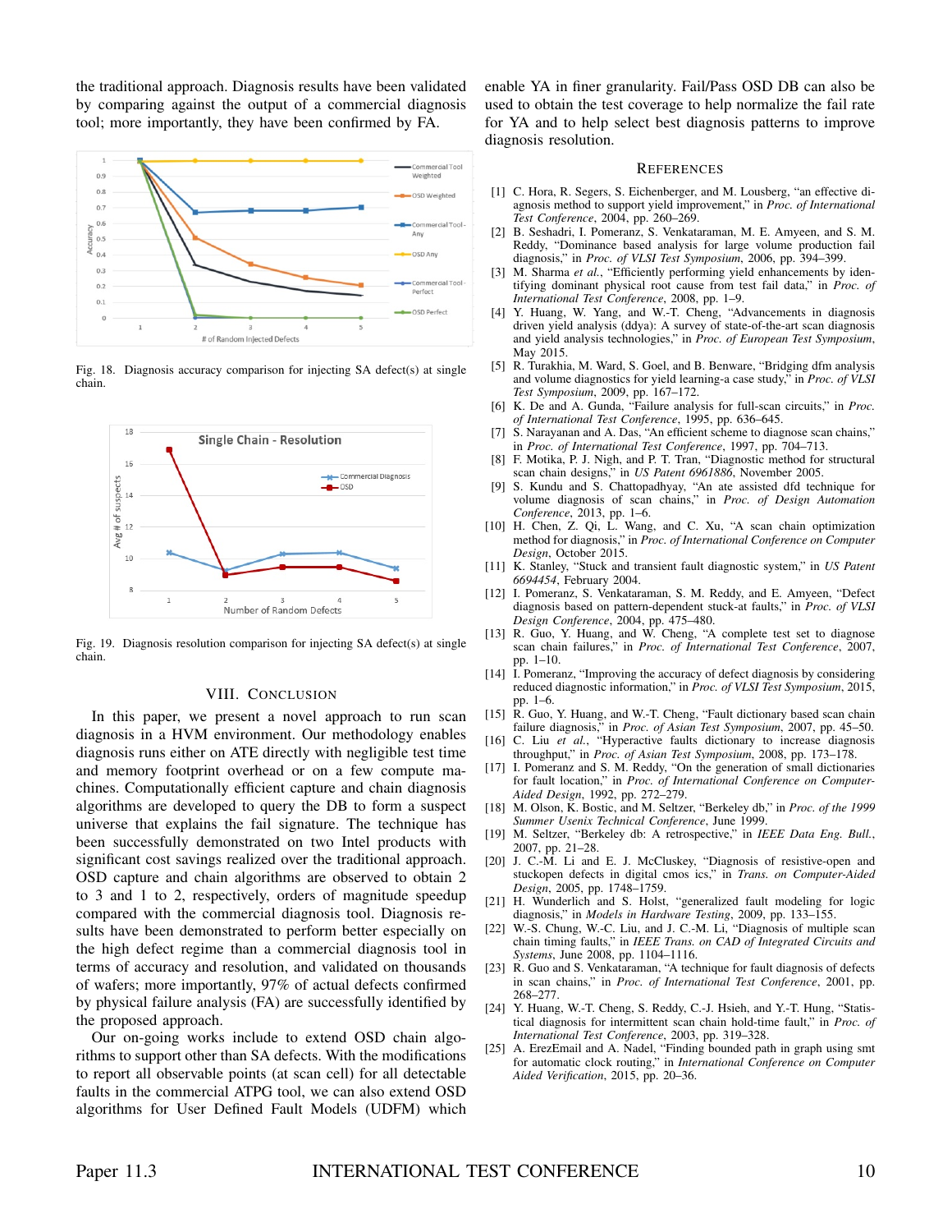the traditional approach. Diagnosis results have been validated by comparing against the output of a commercial diagnosis tool; more importantly, they have been confirmed by FA.

1
0.9
0.8
0.7
0.6
0.5
0.4
0.3
0.2
0.1
0
Accuracy
1 2 3 4 5
# of Random Injected Defects
Commercial Tool Weighted
OSD Weighted
Commercial Tool - Any
OSD Any
Commercial Tool - Perfect
OSD Perfect

Fig. 18. Diagnosis accuracy comparison for injecting SA defect(s) at single chain.

Single Chain - Resolution
18
16
14
12
10
8
Avg # of suspects
1 2 3 4 5
Number of Random Defects
Commercial Diagnosis
OSD

Fig. 19. Diagnosis resolution comparison for injecting SA defect(s) at single chain.

## VIII. Conclusion

In this paper, we present a novel approach to run scan diagnosis in a HVM environment. Our methodology enables diagnosis runs either on ATE directly with negligible test time and memory footprint overhead or on a few compute machines. Computationally efficient capture and chain diagnosis algorithms are developed to query the DB to form a suspect universe that explains the fail signature. The technique has been successfully demonstrated on two Intel products with significant cost savings realized over the traditional approach. OSD capture and chain algorithms are observed to obtain 2 to 3 and 1 to 2, respectively, orders of magnitude speedup compared with the commercial diagnosis tool. Diagnosis results have been demonstrated to perform better especially on the high defect regime than a commercial diagnosis tool in terms of accuracy and resolution, and validated on thousands of wafers; more importantly, 97% of actual defects confirmed by physical failure analysis (FA) are successfully identified by the proposed approach.

Our on-going works include to extend OSD chain algorithms to support other than SA defects. With the modifications to report all observable points (at scan cell) for all detectable faults in the commercial ATPG tool, we can also extend OSD algorithms for User Defined Fault Models (UDFM) which enable YA in finer granularity. Fail/Pass OSD DB can also be used to obtain the test coverage to help normalize the fail rate for YA and to help select best diagnosis patterns to improve diagnosis resolution.

## References

[1] C. Hora, R. Segers, S. Eichenberger, and M. Lousberg, "an effective diagnosis method to support yield improvement," in *Proc. of International Test Conference*, 2004, pp. 260–269.

[2] B. Seshadri, I. Pomeranz, S. Venkataraman, M. E. Amyeen, and S. M. Reddy, "Dominance based analysis for large volume production fail diagnosis," in *Proc. of VLSI Test Symposium*, 2006, pp. 394–399.

[3] M. Sharma *et al.*, "Efficiently performing yield enhancements by identifying dominant physical root cause from test fail data," in *Proc. of International Test Conference*, 2008, pp. 1–9.

[4] Y. Huang, W. Yang, and W.-T. Cheng, "Advancements in diagnosis driven yield analysis (ddya): A survey of state-of-the-art scan diagnosis and yield analysis technologies," in *Proc. of European Test Symposium*, May 2015.

[5] R. Turakhia, M. Ward, S. Goel, and B. Benware, "Bridging dfm analysis and volume diagnostics for yield learning-a case study," in *Proc. of VLSI Test Symposium*, 2009, pp. 167–172.

[6] K. De and A. Gunda, "Failure analysis for full-scan circuits," in *Proc. of International Test Conference*, 1995, pp. 636–645.

[7] S. Narayanan and A. Das, "An efficient scheme to diagnose scan chains," in *Proc. of International Test Conference*, 1997, pp. 704–713.

[8] F. Motika, P. J. Nigh, and P. T. Tran, "Diagnostic method for structural scan chain designs," in *US Patent 6961886*, November 2005.

[9] S. Kundu and S. Chattopadhyay, "An ate assisted dfd technique for volume diagnosis of scan chains," in *Proc. of Design Automation Conference*, 2013, pp. 1–6.

[10] H. Chen, Z. Qi, L. Wang, and C. Xu, "A scan chain optimization method for diagnosis," in *Proc. of International Conference on Computer Design*, October 2015.

[11] K. Stanley, "Stuck and transient fault diagnostic system," in *US Patent 6694454*, February 2004.

[12] I. Pomeranz, S. Venkataraman, S. M. Reddy, and E. Amyeen, "Defect diagnosis based on pattern-dependent stuck-at faults," in *Proc. of VLSI Design Conference*, 2004, pp. 475–480.

[13] R. Guo, Y. Huang, and W. Cheng, "A complete test set to diagnose scan chain failures," in *Proc. of International Test Conference*, 2007, pp. 1–10.

[14] I. Pomeranz, "Improving the accuracy of defect diagnosis by considering reduced diagnostic information," in *Proc. of VLSI Test Symposium*, 2015, pp. 1–6.

[15] R. Guo, Y. Huang, and W.-T. Cheng, "Fault dictionary based scan chain failure diagnosis," in *Proc. of Asian Test Symposium*, 2007, pp. 45–50.

[16] C. Liu *et al.*, "Hyperactive faults dictionary to increase diagnosis throughput," in *Proc. of Asian Test Symposium*, 2008, pp. 173–178.

[17] I. Pomeranz and S. M. Reddy, "On the generation of small dictionaries for fault location," in *Proc. of International Conference on Computer-Aided Design*, 1992, pp. 272–279.

[18] M. Olson, K. Bostic, and M. Seltzer, "Berkeley db," in *Proc. of the 1999 Summer Usenix Technical Conference*, June 1999.

[19] M. Seltzer, "Berkeley db: A retrospective," in *IEEE Data Eng. Bull.*, 2007, pp. 21–28.

[20] J. C.-M. Li and E. J. McCluskey, "Diagnosis of resistive-open and stuckopen defects in digital cmos ics," in *Trans. on Computer-Aided Design*, 2005, pp. 1748–1759.

[21] H. Wunderlich and S. Holst, "generalized fault modeling for logic diagnosis," in *Models in Hardware Testing*, 2009, pp. 133–155.

[22] W.-S. Chung, W.-C. Liu, and J. C.-M. Li, "Diagnosis of multiple scan chain timing faults," in *IEEE Trans. on CAD of Integrated Circuits and Systems*, June 2008, pp. 1104–1116.

[23] R. Guo and S. Venkataraman, "A technique for fault diagnosis of defects in scan chains," in *Proc. of International Test Conference*, 2001, pp. 268–277.

[24] Y. Huang, W.-T. Cheng, S. Reddy, C.-J. Hsieh, and Y.-T. Hung, "Statistical diagnosis for intermittent scan chain hold-time fault," in *Proc. of International Test Conference*, 2003, pp. 319–328.

[25] A. ErezEmail and A. Nadel, "Finding bounded path in graph using smt for automatic clock routing," in *International Conference on Computer Aided Verification*, 2015, pp. 20–36.